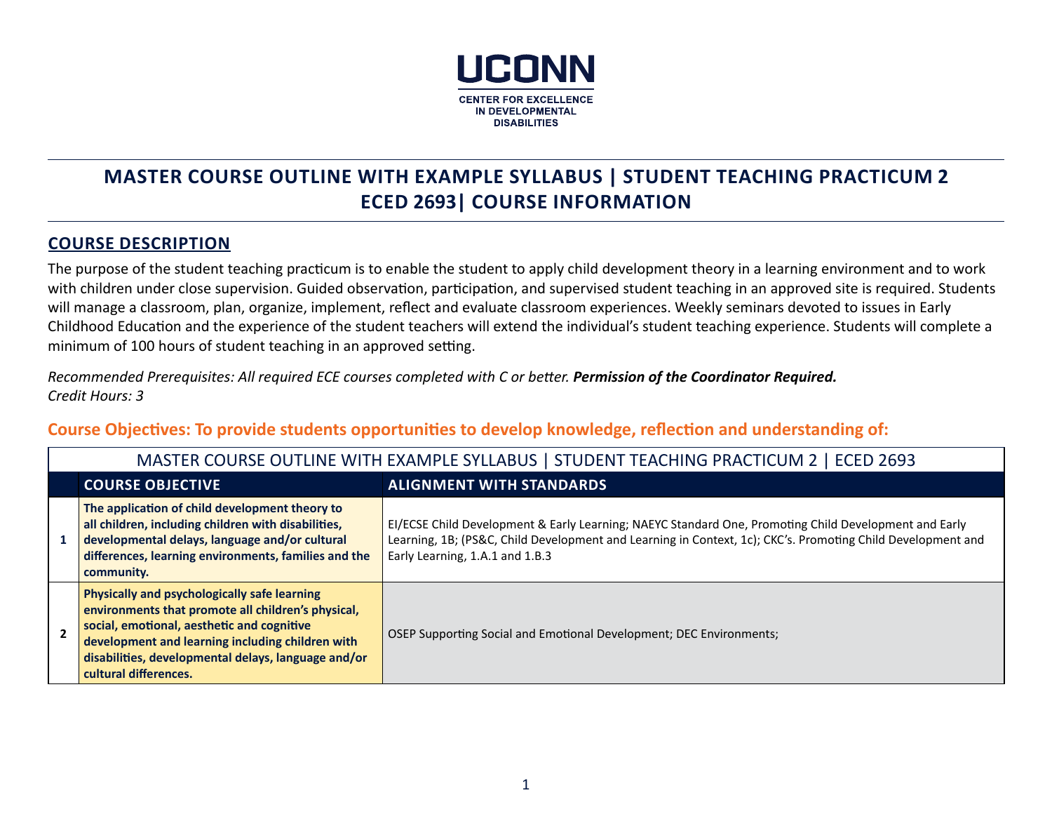UCONN

CENTER FOR EXCELLENCE
IN DEVELOPMENTAL
DISABILITIES

# MASTER COURSE OUTLINE WITH EXAMPLE SYLLABUS | STUDENT TEACHING PRACTICUM 2
# ECED 2693| COURSE INFORMATION

## COURSE DESCRIPTION

The purpose of the student teaching practicum is to enable the student to apply child development theory in a learning environment and to work with children under close supervision. Guided observation, participation, and supervised student teaching in an approved site is required. Students will manage a classroom, plan, organize, implement, reflect and evaluate classroom experiences. Weekly seminars devoted to issues in Early Childhood Education and the experience of the student teachers will extend the individual's student teaching experience. Students will complete a minimum of 100 hours of student teaching in an approved setting.

*Recommended Prerequisites: All required ECE courses completed with C or better.* ***Permission of the Coordinator Required.***
*Credit Hours: 3*

### Course Objectives: To provide students opportunities to develop knowledge, reflection and understanding of:

MASTER COURSE OUTLINE WITH EXAMPLE SYLLABUS | STUDENT TEACHING PRACTICUM 2 | ECED 2693

| | COURSE OBJECTIVE | ALIGNMENT WITH STANDARDS |
|---|---|---|
| 1 | **The application of child development theory to all children, including children with disabilities, developmental delays, language and/or cultural differences, learning environments, families and the community.** | EI/ECSE Child Development & Early Learning; NAEYC Standard One, Promoting Child Development and Early Learning, 1B; (PS&C, Child Development and Learning in Context, 1c); CKC's. Promoting Child Development and Early Learning, 1.A.1 and 1.B.3 |
| 2 | **Physically and psychologically safe learning environments that promote all children's physical, social, emotional, aesthetic and cognitive development and learning including children with disabilities, developmental delays, language and/or cultural differences.** | OSEP Supporting Social and Emotional Development; DEC Environments; |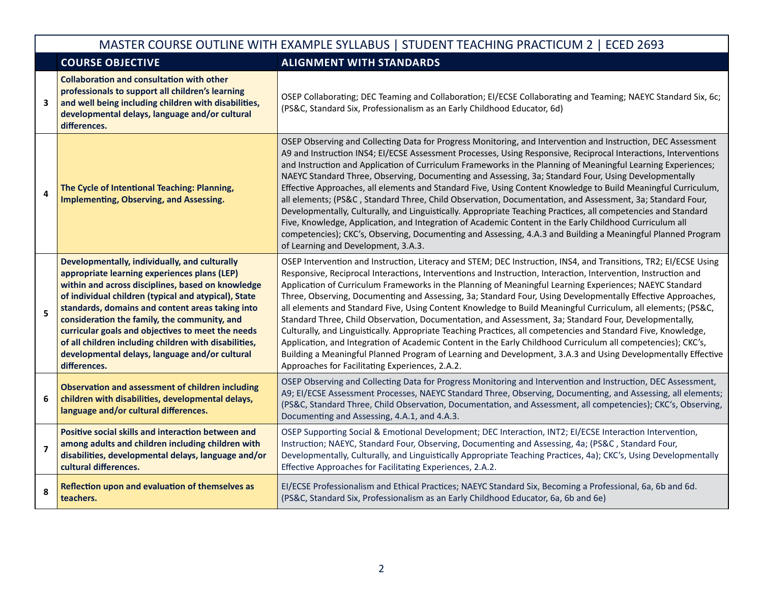## MASTER COURSE OUTLINE WITH EXAMPLE SYLLABUS | STUDENT TEACHING PRACTICUM 2 | ECED 2693

| | COURSE OBJECTIVE | ALIGNMENT WITH STANDARDS |
|---|---|---|
| 3 | **Collaboration and consultation with other professionals to support all children's learning and well being including children with disabilities, developmental delays, language and/or cultural differences.** | OSEP Collaborating; DEC Teaming and Collaboration; EI/ECSE Collaborating and Teaming; NAEYC Standard Six, 6c; (PS&C, Standard Six, Professionalism as an Early Childhood Educator, 6d) |
| 4 | **The Cycle of Intentional Teaching: Planning, Implementing, Observing, and Assessing.** | OSEP Observing and Collecting Data for Progress Monitoring, and Intervention and Instruction, DEC Assessment A9 and Instruction INS4; EI/ECSE Assessment Processes, Using Responsive, Reciprocal Interactions, Interventions and Instruction and Application of Curriculum Frameworks in the Planning of Meaningful Learning Experiences; NAEYC Standard Three, Observing, Documenting and Assessing, 3a; Standard Four, Using Developmentally Effective Approaches, all elements and Standard Five, Using Content Knowledge to Build Meaningful Curriculum, all elements; (PS&C , Standard Three, Child Observation, Documentation, and Assessment, 3a; Standard Four, Developmentally, Culturally, and Linguistically. Appropriate Teaching Practices, all competencies and Standard Five, Knowledge, Application, and Integration of Academic Content in the Early Childhood Curriculum all competencies); CKC's, Observing, Documenting and Assessing, 4.A.3 and Building a Meaningful Planned Program of Learning and Development, 3.A.3. |
| 5 | **Developmentally, individually, and culturally appropriate learning experiences plans (LEP) within and across disciplines, based on knowledge of individual children (typical and atypical), State standards, domains and content areas taking into consideration the family, the community, and curricular goals and objectives to meet the needs of all children including children with disabilities, developmental delays, language and/or cultural differences.** | OSEP Intervention and Instruction, Literacy and STEM; DEC Instruction, INS4, and Transitions, TR2; EI/ECSE Using Responsive, Reciprocal Interactions, Interventions and Instruction, Interaction, Intervention, Instruction and Application of Curriculum Frameworks in the Planning of Meaningful Learning Experiences; NAEYC Standard Three, Observing, Documenting and Assessing, 3a; Standard Four, Using Developmentally Effective Approaches, all elements and Standard Five, Using Content Knowledge to Build Meaningful Curriculum, all elements; (PS&C, Standard Three, Child Observation, Documentation, and Assessment, 3a; Standard Four, Developmentally, Culturally, and Linguistically. Appropriate Teaching Practices, all competencies and Standard Five, Knowledge, Application, and Integration of Academic Content in the Early Childhood Curriculum all competencies); CKC's, Building a Meaningful Planned Program of Learning and Development, 3.A.3 and Using Developmentally Effective Approaches for Facilitating Experiences, 2.A.2. |
| 6 | **Observation and assessment of children including children with disabilities, developmental delays, language and/or cultural differences.** | OSEP Observing and Collecting Data for Progress Monitoring and Intervention and Instruction, DEC Assessment, A9; EI/ECSE Assessment Processes, NAEYC Standard Three, Observing, Documenting, and Assessing, all elements; (PS&C, Standard Three, Child Observation, Documentation, and Assessment, all competencies); CKC's, Observing, Documenting and Assessing, 4.A.1, and 4.A.3. |
| 7 | **Positive social skills and interaction between and among adults and children including children with disabilities, developmental delays, language and/or cultural differences.** | OSEP Supporting Social & Emotional Development; DEC Interaction, INT2; EI/ECSE Interaction Intervention, Instruction; NAEYC, Standard Four, Observing, Documenting and Assessing, 4a; (PS&C , Standard Four, Developmentally, Culturally, and Linguistically Appropriate Teaching Practices, 4a); CKC's, Using Developmentally Effective Approaches for Facilitating Experiences, 2.A.2. |
| 8 | **Reflection upon and evaluation of themselves as teachers.** | EI/ECSE Professionalism and Ethical Practices; NAEYC Standard Six, Becoming a Professional, 6a, 6b and 6d. (PS&C, Standard Six, Professionalism as an Early Childhood Educator, 6a, 6b and 6e) |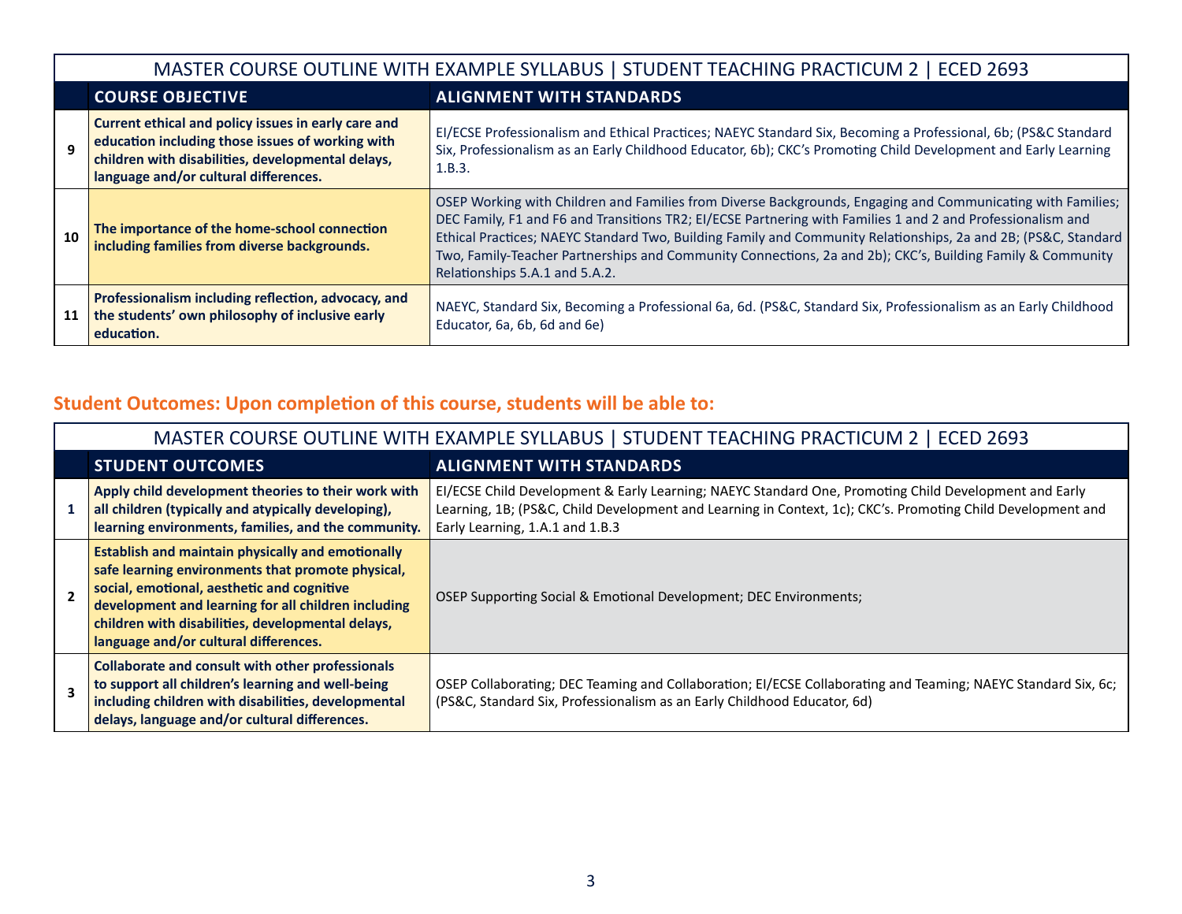| MASTER COURSE OUTLINE WITH EXAMPLE SYLLABUS \| STUDENT TEACHING PRACTICUM 2 \| ECED 2693 | | |
|---|---|---|
| | **COURSE OBJECTIVE** | **ALIGNMENT WITH STANDARDS** |
| **9** | **Current ethical and policy issues in early care and education including those issues of working with children with disabilities, developmental delays, language and/or cultural differences.** | EI/ECSE Professionalism and Ethical Practices; NAEYC Standard Six, Becoming a Professional, 6b; (PS&C Standard Six, Professionalism as an Early Childhood Educator, 6b); CKC's Promoting Child Development and Early Learning 1.B.3. |
| **10** | **The importance of the home-school connection including families from diverse backgrounds.** | OSEP Working with Children and Families from Diverse Backgrounds, Engaging and Communicating with Families; DEC Family, F1 and F6 and Transitions TR2; EI/ECSE Partnering with Families 1 and 2 and Professionalism and Ethical Practices; NAEYC Standard Two, Building Family and Community Relationships, 2a and 2B; (PS&C, Standard Two, Family-Teacher Partnerships and Community Connections, 2a and 2b); CKC's, Building Family & Community Relationships 5.A.1 and 5.A.2. |
| **11** | **Professionalism including reflection, advocacy, and the students' own philosophy of inclusive early education.** | NAEYC, Standard Six, Becoming a Professional 6a, 6d. (PS&C, Standard Six, Professionalism as an Early Childhood Educator, 6a, 6b, 6d and 6e) |

## Student Outcomes: Upon completion of this course, students will be able to:

| MASTER COURSE OUTLINE WITH EXAMPLE SYLLABUS \| STUDENT TEACHING PRACTICUM 2 \| ECED 2693 | | |
|---|---|---|
| | **STUDENT OUTCOMES** | **ALIGNMENT WITH STANDARDS** |
| **1** | **Apply child development theories to their work with all children (typically and atypically developing), learning environments, families, and the community.** | EI/ECSE Child Development & Early Learning; NAEYC Standard One, Promoting Child Development and Early Learning, 1B; (PS&C, Child Development and Learning in Context, 1c); CKC's. Promoting Child Development and Early Learning, 1.A.1 and 1.B.3 |
| **2** | **Establish and maintain physically and emotionally safe learning environments that promote physical, social, emotional, aesthetic and cognitive development and learning for all children including children with disabilities, developmental delays, language and/or cultural differences.** | OSEP Supporting Social & Emotional Development; DEC Environments; |
| **3** | **Collaborate and consult with other professionals to support all children's learning and well-being including children with disabilities, developmental delays, language and/or cultural differences.** | OSEP Collaborating; DEC Teaming and Collaboration; EI/ECSE Collaborating and Teaming; NAEYC Standard Six, 6c; (PS&C, Standard Six, Professionalism as an Early Childhood Educator, 6d) |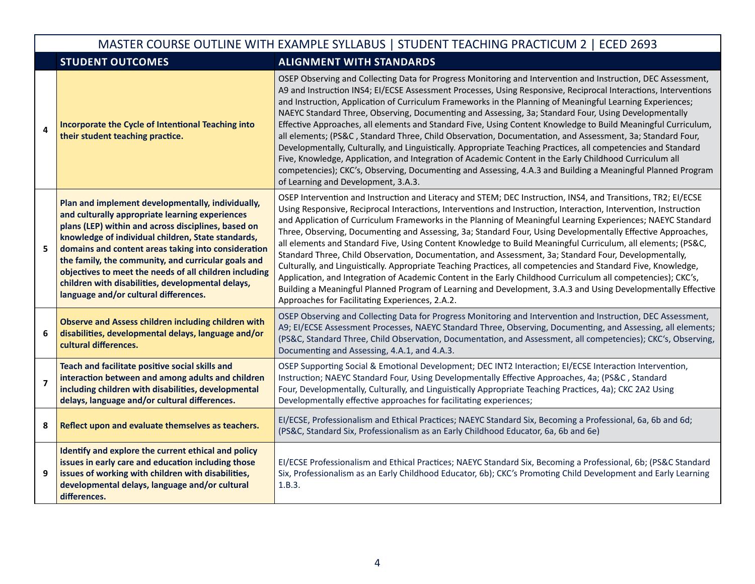| | MASTER COURSE OUTLINE WITH EXAMPLE SYLLABUS \| STUDENT TEACHING PRACTICUM 2 \| ECED 2693 | |
|---|---|---|
| | **STUDENT OUTCOMES** | **ALIGNMENT WITH STANDARDS** |
| 4 | **Incorporate the Cycle of Intentional Teaching into their student teaching practice.** | OSEP Observing and Collecting Data for Progress Monitoring and Intervention and Instruction, DEC Assessment, A9 and Instruction INS4; EI/ECSE Assessment Processes, Using Responsive, Reciprocal Interactions, Interventions and Instruction, Application of Curriculum Frameworks in the Planning of Meaningful Learning Experiences; NAEYC Standard Three, Observing, Documenting and Assessing, 3a; Standard Four, Using Developmentally Effective Approaches, all elements and Standard Five, Using Content Knowledge to Build Meaningful Curriculum, all elements; (PS&C , Standard Three, Child Observation, Documentation, and Assessment, 3a; Standard Four, Developmentally, Culturally, and Linguistically. Appropriate Teaching Practices, all competencies and Standard Five, Knowledge, Application, and Integration of Academic Content in the Early Childhood Curriculum all competencies); CKC's, Observing, Documenting and Assessing, 4.A.3 and Building a Meaningful Planned Program of Learning and Development, 3.A.3. |
| 5 | **Plan and implement developmentally, individually, and culturally appropriate learning experiences plans (LEP) within and across disciplines, based on knowledge of individual children, State standards, domains and content areas taking into consideration the family, the community, and curricular goals and objectives to meet the needs of all children including children with disabilities, developmental delays, language and/or cultural differences.** | OSEP Intervention and Instruction and Literacy and STEM; DEC Instruction, INS4, and Transitions, TR2; EI/ECSE Using Responsive, Reciprocal Interactions, Interventions and Instruction, Interaction, Intervention, Instruction and Application of Curriculum Frameworks in the Planning of Meaningful Learning Experiences; NAEYC Standard Three, Observing, Documenting and Assessing, 3a; Standard Four, Using Developmentally Effective Approaches, all elements and Standard Five, Using Content Knowledge to Build Meaningful Curriculum, all elements; (PS&C, Standard Three, Child Observation, Documentation, and Assessment, 3a; Standard Four, Developmentally, Culturally, and Linguistically. Appropriate Teaching Practices, all competencies and Standard Five, Knowledge, Application, and Integration of Academic Content in the Early Childhood Curriculum all competencies); CKC's, Building a Meaningful Planned Program of Learning and Development, 3.A.3 and Using Developmentally Effective Approaches for Facilitating Experiences, 2.A.2. |
| 6 | **Observe and Assess children including children with disabilities, developmental delays, language and/or cultural differences.** | OSEP Observing and Collecting Data for Progress Monitoring and Intervention and Instruction, DEC Assessment, A9; EI/ECSE Assessment Processes, NAEYC Standard Three, Observing, Documenting, and Assessing, all elements; (PS&C, Standard Three, Child Observation, Documentation, and Assessment, all competencies); CKC's, Observing, Documenting and Assessing, 4.A.1, and 4.A.3. |
| 7 | **Teach and facilitate positive social skills and interaction between and among adults and children including children with disabilities, developmental delays, language and/or cultural differences.** | OSEP Supporting Social & Emotional Development; DEC INT2 Interaction; EI/ECSE Interaction Intervention, Instruction; NAEYC Standard Four, Using Developmentally Effective Approaches, 4a; (PS&C , Standard Four, Developmentally, Culturally, and Linguistically Appropriate Teaching Practices, 4a); CKC 2A2 Using Developmentally effective approaches for facilitating experiences; |
| 8 | **Reflect upon and evaluate themselves as teachers.** | EI/ECSE, Professionalism and Ethical Practices; NAEYC Standard Six, Becoming a Professional, 6a, 6b and 6d; (PS&C, Standard Six, Professionalism as an Early Childhood Educator, 6a, 6b and 6e) |
| 9 | **Identify and explore the current ethical and policy issues in early care and education including those issues of working with children with disabilities, developmental delays, language and/or cultural differences.** | EI/ECSE Professionalism and Ethical Practices; NAEYC Standard Six, Becoming a Professional, 6b; (PS&C Standard Six, Professionalism as an Early Childhood Educator, 6b); CKC's Promoting Child Development and Early Learning 1.B.3. |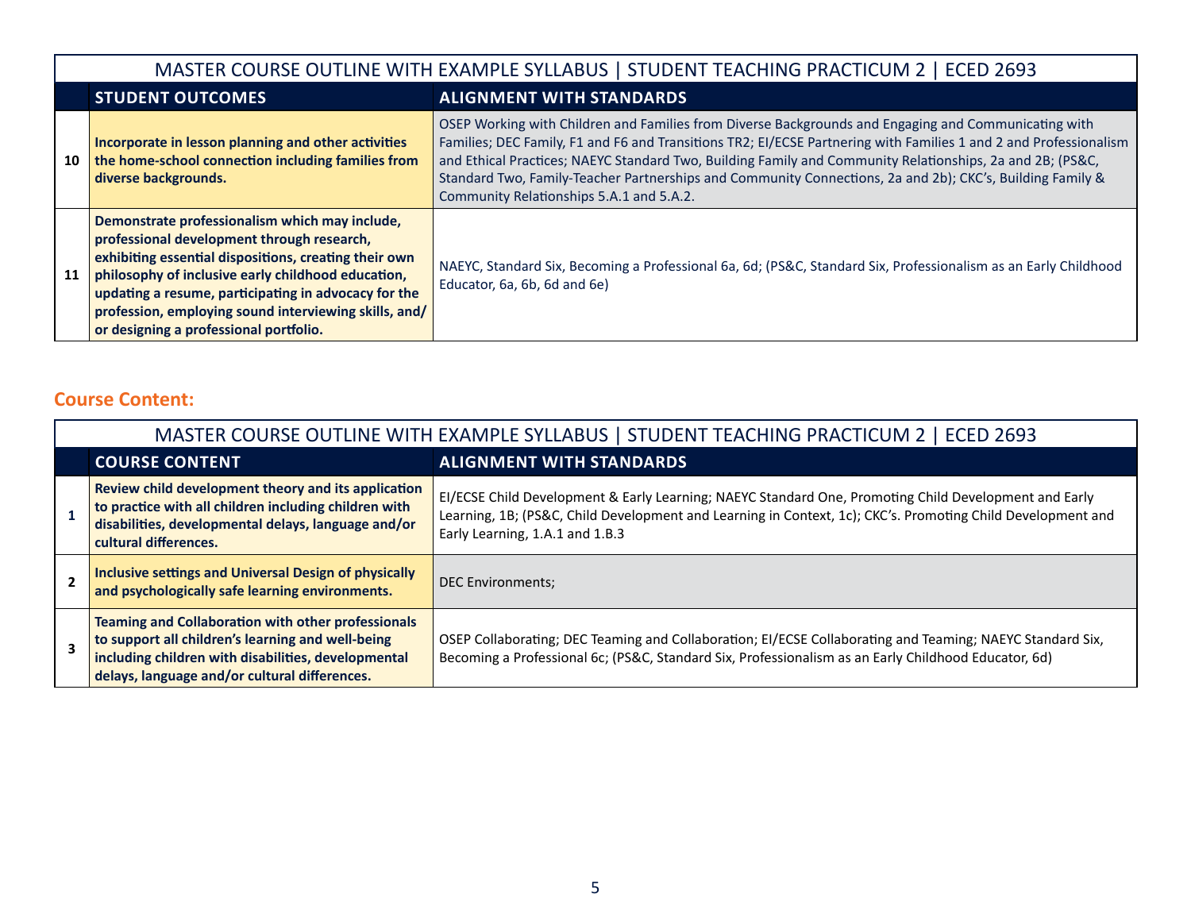| MASTER COURSE OUTLINE WITH EXAMPLE SYLLABUS \| STUDENT TEACHING PRACTICUM 2 \| ECED 2693 | | |
|---|---|---|
| | **STUDENT OUTCOMES** | **ALIGNMENT WITH STANDARDS** |
| **10** | **Incorporate in lesson planning and other activities the home-school connection including families from diverse backgrounds.** | OSEP Working with Children and Families from Diverse Backgrounds and Engaging and Communicating with Families; DEC Family, F1 and F6 and Transitions TR2; EI/ECSE Partnering with Families 1 and 2 and Professionalism and Ethical Practices; NAEYC Standard Two, Building Family and Community Relationships, 2a and 2B; (PS&C, Standard Two, Family-Teacher Partnerships and Community Connections, 2a and 2b); CKC's, Building Family & Community Relationships 5.A.1 and 5.A.2. |
| **11** | **Demonstrate professionalism which may include, professional development through research, exhibiting essential dispositions, creating their own philosophy of inclusive early childhood education, updating a resume, participating in advocacy for the profession, employing sound interviewing skills, and/or designing a professional portfolio.** | NAEYC, Standard Six, Becoming a Professional 6a, 6d; (PS&C, Standard Six, Professionalism as an Early Childhood Educator, 6a, 6b, 6d and 6e) |

## Course Content:

| MASTER COURSE OUTLINE WITH EXAMPLE SYLLABUS \| STUDENT TEACHING PRACTICUM 2 \| ECED 2693 | | |
|---|---|---|
| | **COURSE CONTENT** | **ALIGNMENT WITH STANDARDS** |
| **1** | **Review child development theory and its application to practice with all children including children with disabilities, developmental delays, language and/or cultural differences.** | EI/ECSE Child Development & Early Learning; NAEYC Standard One, Promoting Child Development and Early Learning, 1B; (PS&C, Child Development and Learning in Context, 1c); CKC's. Promoting Child Development and Early Learning, 1.A.1 and 1.B.3 |
| **2** | **Inclusive settings and Universal Design of physically and psychologically safe learning environments.** | DEC Environments; |
| **3** | **Teaming and Collaboration with other professionals to support all children's learning and well-being including children with disabilities, developmental delays, language and/or cultural differences.** | OSEP Collaborating; DEC Teaming and Collaboration; EI/ECSE Collaborating and Teaming; NAEYC Standard Six, Becoming a Professional 6c; (PS&C, Standard Six, Professionalism as an Early Childhood Educator, 6d) |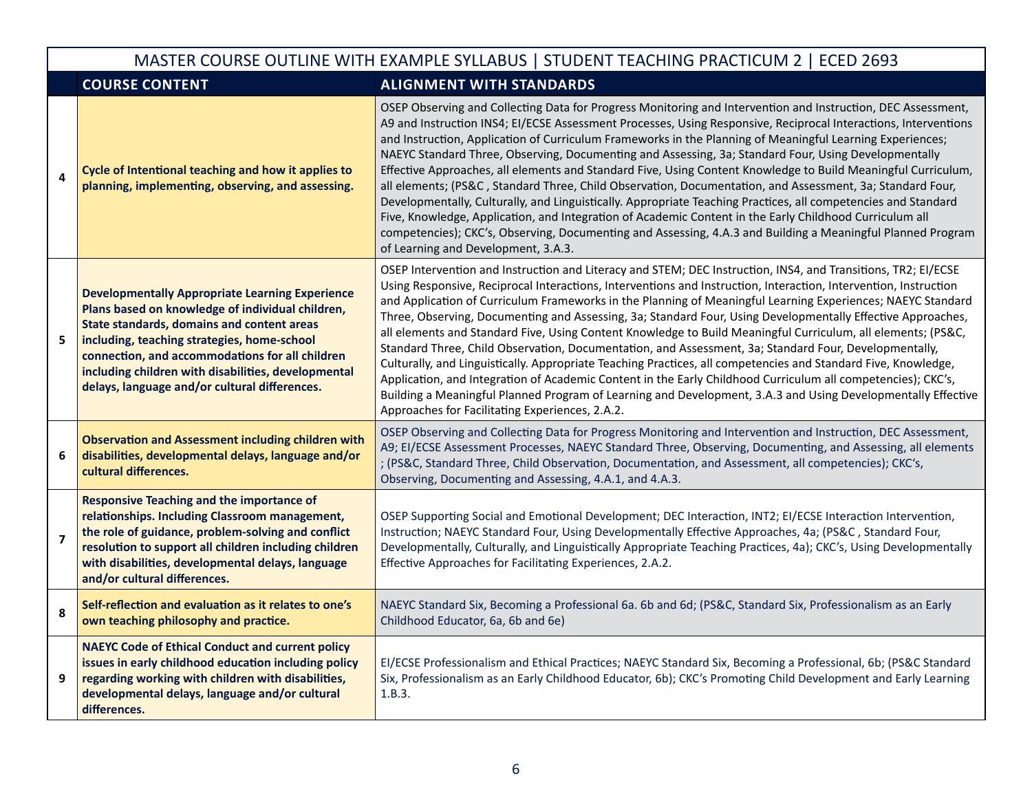| MASTER COURSE OUTLINE WITH EXAMPLE SYLLABUS \| STUDENT TEACHING PRACTICUM 2 \| ECED 2693 | | |
|---|---|---|
| | **COURSE CONTENT** | **ALIGNMENT WITH STANDARDS** |
| **4** | **Cycle of Intentional teaching and how it applies to planning, implementing, observing, and assessing.** | OSEP Observing and Collecting Data for Progress Monitoring and Intervention and Instruction, DEC Assessment, A9 and Instruction INS4; EI/ECSE Assessment Processes, Using Responsive, Reciprocal Interactions, Interventions and Instruction, Application of Curriculum Frameworks in the Planning of Meaningful Learning Experiences; NAEYC Standard Three, Observing, Documenting and Assessing, 3a; Standard Four, Using Developmentally Effective Approaches, all elements and Standard Five, Using Content Knowledge to Build Meaningful Curriculum, all elements; (PS&C , Standard Three, Child Observation, Documentation, and Assessment, 3a; Standard Four, Developmentally, Culturally, and Linguistically. Appropriate Teaching Practices, all competencies and Standard Five, Knowledge, Application, and Integration of Academic Content in the Early Childhood Curriculum all competencies); CKC's, Observing, Documenting and Assessing, 4.A.3 and Building a Meaningful Planned Program of Learning and Development, 3.A.3. |
| **5** | **Developmentally Appropriate Learning Experience Plans based on knowledge of individual children, State standards, domains and content areas including, teaching strategies, home-school connection, and accommodations for all children including children with disabilities, developmental delays, language and/or cultural differences.** | OSEP Intervention and Instruction and Literacy and STEM; DEC Instruction, INS4, and Transitions, TR2; EI/ECSE Using Responsive, Reciprocal Interactions, Interventions and Instruction, Interaction, Intervention, Instruction and Application of Curriculum Frameworks in the Planning of Meaningful Learning Experiences; NAEYC Standard Three, Observing, Documenting and Assessing, 3a; Standard Four, Using Developmentally Effective Approaches, all elements and Standard Five, Using Content Knowledge to Build Meaningful Curriculum, all elements; (PS&C, Standard Three, Child Observation, Documentation, and Assessment, 3a; Standard Four, Developmentally, Culturally, and Linguistically. Appropriate Teaching Practices, all competencies and Standard Five, Knowledge, Application, and Integration of Academic Content in the Early Childhood Curriculum all competencies); CKC's, Building a Meaningful Planned Program of Learning and Development, 3.A.3 and Using Developmentally Effective Approaches for Facilitating Experiences, 2.A.2. |
| **6** | **Observation and Assessment including children with disabilities, developmental delays, language and/or cultural differences.** | OSEP Observing and Collecting Data for Progress Monitoring and Intervention and Instruction, DEC Assessment, A9; EI/ECSE Assessment Processes, NAEYC Standard Three, Observing, Documenting, and Assessing, all elements ; (PS&C, Standard Three, Child Observation, Documentation, and Assessment, all competencies); CKC's, Observing, Documenting and Assessing, 4.A.1, and 4.A.3. |
| **7** | **Responsive Teaching and the importance of relationships. Including Classroom management, the role of guidance, problem-solving and conflict resolution to support all children including children with disabilities, developmental delays, language and/or cultural differences.** | OSEP Supporting Social and Emotional Development; DEC Interaction, INT2; EI/ECSE Interaction Intervention, Instruction; NAEYC Standard Four, Using Developmentally Effective Approaches, 4a; (PS&C , Standard Four, Developmentally, Culturally, and Linguistically Appropriate Teaching Practices, 4a); CKC's, Using Developmentally Effective Approaches for Facilitating Experiences, 2.A.2. |
| **8** | **Self-reflection and evaluation as it relates to one's own teaching philosophy and practice.** | NAEYC Standard Six, Becoming a Professional 6a. 6b and 6d; (PS&C, Standard Six, Professionalism as an Early Childhood Educator, 6a, 6b and 6e) |
| **9** | **NAEYC Code of Ethical Conduct and current policy issues in early childhood education including policy regarding working with children with disabilities, developmental delays, language and/or cultural differences.** | EI/ECSE Professionalism and Ethical Practices; NAEYC Standard Six, Becoming a Professional, 6b; (PS&C Standard Six, Professionalism as an Early Childhood Educator, 6b); CKC's Promoting Child Development and Early Learning 1.B.3. |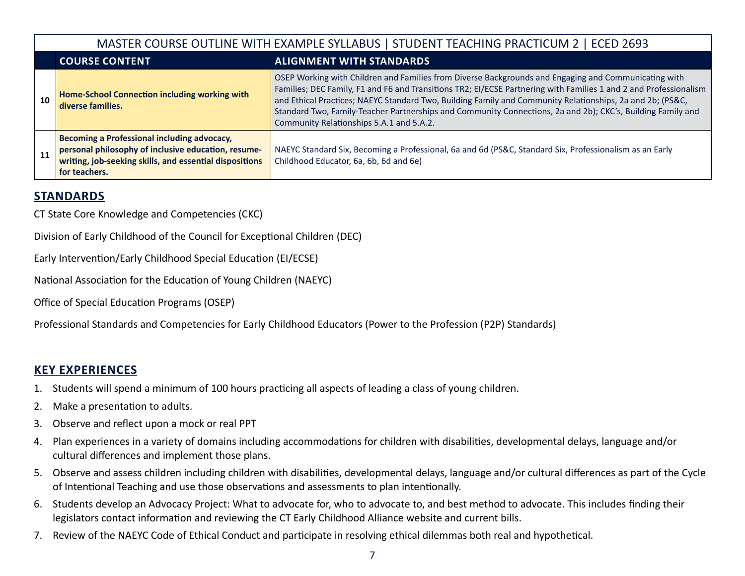| | MASTER COURSE OUTLINE WITH EXAMPLE SYLLABUS \| STUDENT TEACHING PRACTICUM 2 \| ECED 2693 | |
|---|---|---|
| | **COURSE CONTENT** | **ALIGNMENT WITH STANDARDS** |
| **10** | **Home-School Connection including working with diverse families.** | OSEP Working with Children and Families from Diverse Backgrounds and Engaging and Communicating with Families; DEC Family, F1 and F6 and Transitions TR2; EI/ECSE Partnering with Families 1 and 2 and Professionalism and Ethical Practices; NAEYC Standard Two, Building Family and Community Relationships, 2a and 2b; (PS&C, Standard Two, Family-Teacher Partnerships and Community Connections, 2a and 2b); CKC's, Building Family and Community Relationships 5.A.1 and 5.A.2. |
| **11** | **Becoming a Professional including advocacy, personal philosophy of inclusive education, resume-writing, job-seeking skills, and essential dispositions for teachers.** | NAEYC Standard Six, Becoming a Professional, 6a and 6d (PS&C, Standard Six, Professionalism as an Early Childhood Educator, 6a, 6b, 6d and 6e) |

## STANDARDS

CT State Core Knowledge and Competencies (CKC)

Division of Early Childhood of the Council for Exceptional Children (DEC)

Early Intervention/Early Childhood Special Education (EI/ECSE)

National Association for the Education of Young Children (NAEYC)

Office of Special Education Programs (OSEP)

Professional Standards and Competencies for Early Childhood Educators (Power to the Profession (P2P) Standards)

## KEY EXPERIENCES

1. Students will spend a minimum of 100 hours practicing all aspects of leading a class of young children.
2. Make a presentation to adults.
3. Observe and reflect upon a mock or real PPT
4. Plan experiences in a variety of domains including accommodations for children with disabilities, developmental delays, language and/or cultural differences and implement those plans.
5. Observe and assess children including children with disabilities, developmental delays, language and/or cultural differences as part of the Cycle of Intentional Teaching and use those observations and assessments to plan intentionally.
6. Students develop an Advocacy Project: What to advocate for, who to advocate to, and best method to advocate. This includes finding their legislators contact information and reviewing the CT Early Childhood Alliance website and current bills.
7. Review of the NAEYC Code of Ethical Conduct and participate in resolving ethical dilemmas both real and hypothetical.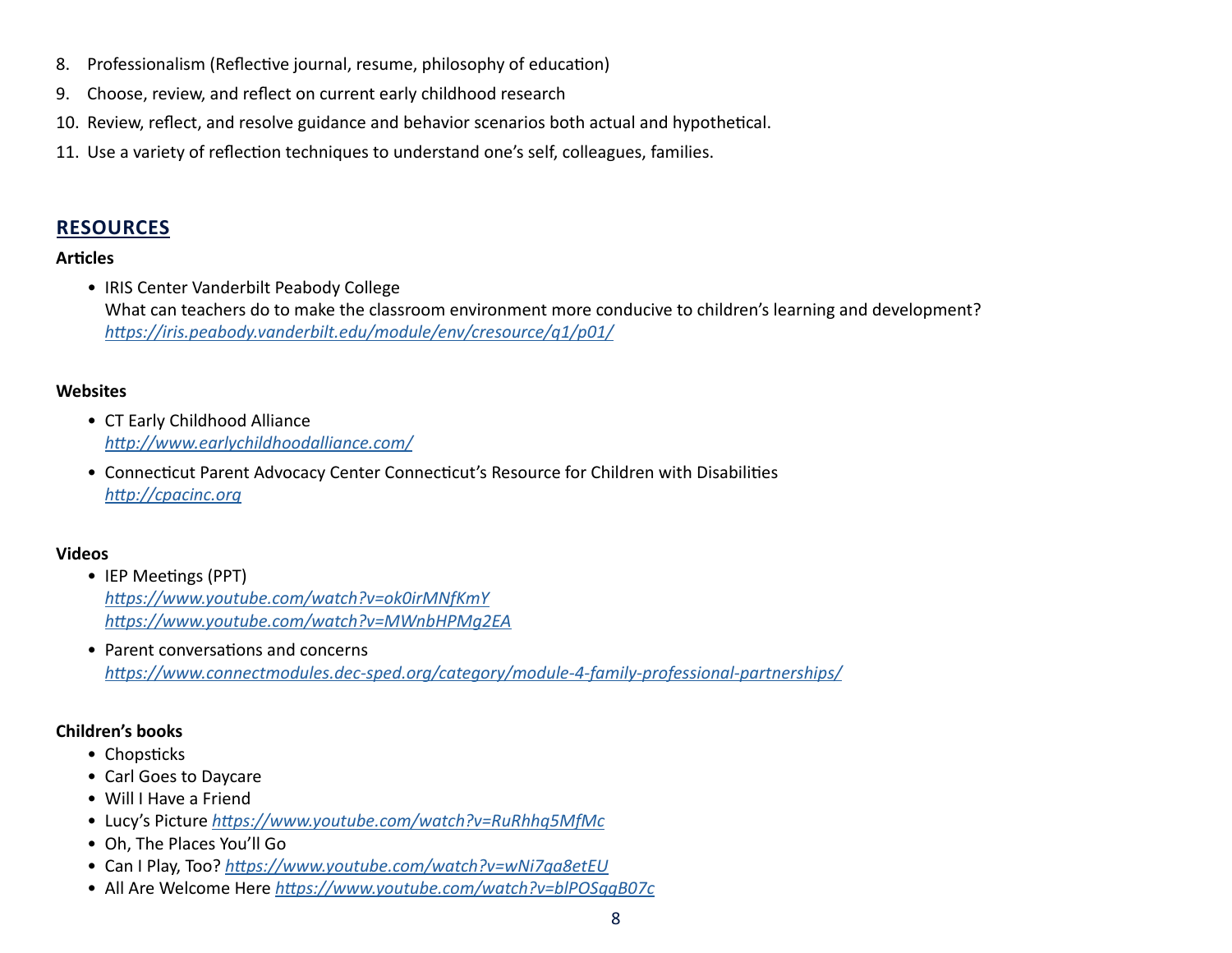8. Professionalism (Reflective journal, resume, philosophy of education)
9. Choose, review, and reflect on current early childhood research
10. Review, reflect, and resolve guidance and behavior scenarios both actual and hypothetical.
11. Use a variety of reflection techniques to understand one's self, colleagues, families.

## RESOURCES

**Articles**

- IRIS Center Vanderbilt Peabody College
  What can teachers do to make the classroom environment more conducive to children's learning and development?
  *https://iris.peabody.vanderbilt.edu/module/env/cresource/q1/p01/*

**Websites**

- CT Early Childhood Alliance
  *http://www.earlychildhoodalliance.com/*
- Connecticut Parent Advocacy Center Connecticut's Resource for Children with Disabilities
  *http://cpacinc.org*

**Videos**

- IEP Meetings (PPT)
  *https://www.youtube.com/watch?v=ok0irMNfKmY*
  *https://www.youtube.com/watch?v=MWnbHPMg2EA*
- Parent conversations and concerns
  *https://www.connectmodules.dec-sped.org/category/module-4-family-professional-partnerships/*

**Children's books**

- Chopsticks
- Carl Goes to Daycare
- Will I Have a Friend
- Lucy's Picture *https://www.youtube.com/watch?v=RuRhhq5MfMc*
- Oh, The Places You'll Go
- Can I Play, Too? *https://www.youtube.com/watch?v=wNi7ga8etEU*
- All Are Welcome Here *https://www.youtube.com/watch?v=blPOSqgB07c*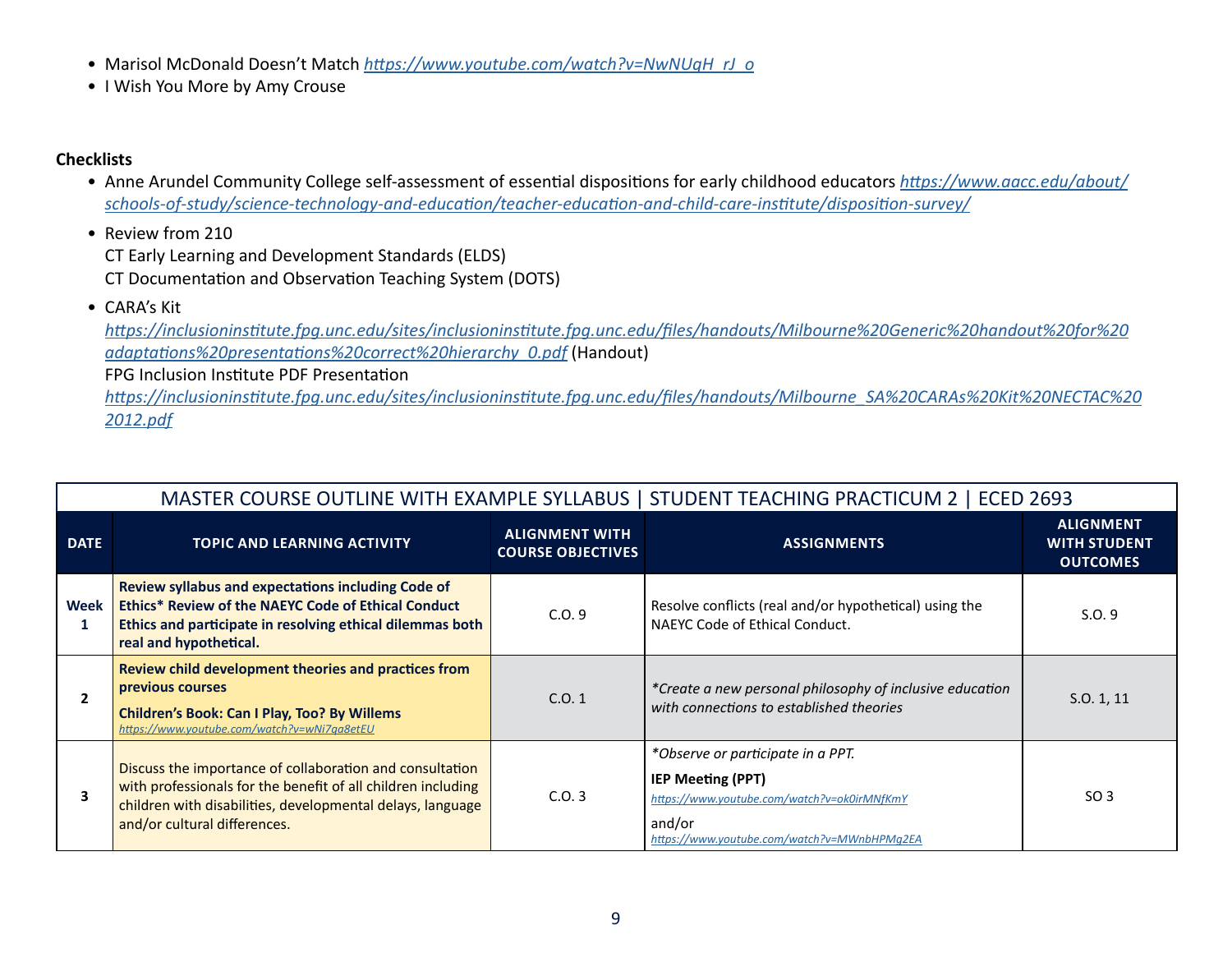- Marisol McDonald Doesn't Match *https://www.youtube.com/watch?v=NwNUqH_rJ_o*
- I Wish You More by Amy Crouse

**Checklists**

- Anne Arundel Community College self-assessment of essential dispositions for early childhood educators *https://www.aacc.edu/about/schools-of-study/science-technology-and-education/teacher-education-and-child-care-institute/disposition-survey/*
- Review from 210
  CT Early Learning and Development Standards (ELDS)
  CT Documentation and Observation Teaching System (DOTS)
- CARA's Kit
  *https://inclusioninstitute.fpg.unc.edu/sites/inclusioninstitute.fpg.unc.edu/files/handouts/Milbourne%20Generic%20handout%20for%20adaptations%20presentations%20correct%20hierarchy_0.pdf* (Handout)
  FPG Inclusion Institute PDF Presentation
  *https://inclusioninstitute.fpg.unc.edu/sites/inclusioninstitute.fpg.unc.edu/files/handouts/Milbourne_SA%20CARAs%20Kit%20NECTAC%202012.pdf*

MASTER COURSE OUTLINE WITH EXAMPLE SYLLABUS | STUDENT TEACHING PRACTICUM 2 | ECED 2693

| DATE | TOPIC AND LEARNING ACTIVITY | ALIGNMENT WITH COURSE OBJECTIVES | ASSIGNMENTS | ALIGNMENT WITH STUDENT OUTCOMES |
|---|---|---|---|---|
| Week 1 | **Review syllabus and expectations including Code of Ethics\* Review of the NAEYC Code of Ethical Conduct Ethics and participate in resolving ethical dilemmas both real and hypothetical.** | C.O. 9 | Resolve conflicts (real and/or hypothetical) using the NAEYC Code of Ethical Conduct. | S.O. 9 |
| 2 | **Review child development theories and practices from previous courses** **Children's Book: Can I Play, Too? By Willems** *https://www.youtube.com/watch?v=wNi7ga8etEU* | C.O. 1 | *\*Create a new personal philosophy of inclusive education with connections to established theories* | S.O. 1, 11 |
| 3 | Discuss the importance of collaboration and consultation with professionals for the benefit of all children including children with disabilities, developmental delays, language and/or cultural differences. | C.O. 3 | *\*Observe or participate in a PPT.* **IEP Meeting (PPT)** *https://www.youtube.com/watch?v=ok0irMNfKmY* and/or *https://www.youtube.com/watch?v=MWnbHPMg2EA* | SO 3 |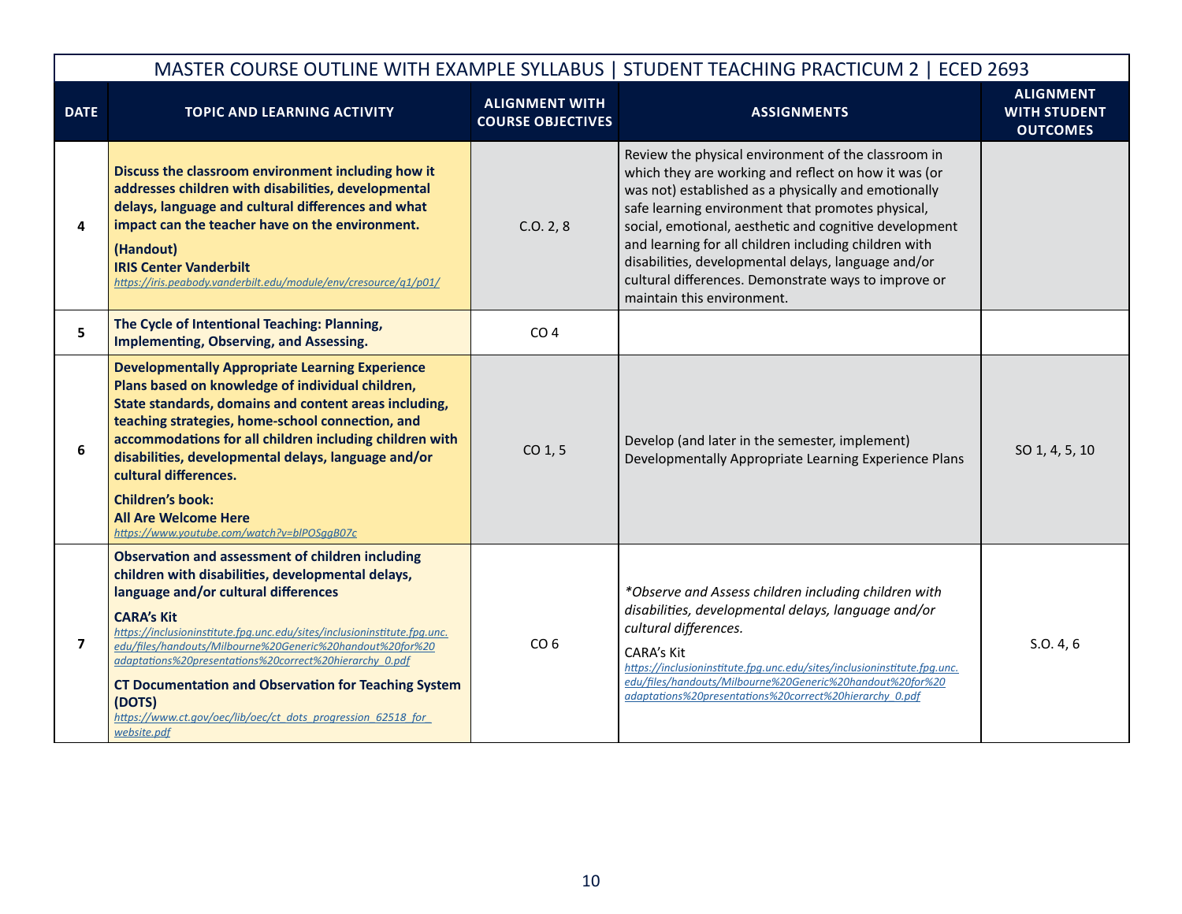| MASTER COURSE OUTLINE WITH EXAMPLE SYLLABUS \| STUDENT TEACHING PRACTICUM 2 \| ECED 2693 | | | | |
|---|---|---|---|---|
| **DATE** | **TOPIC AND LEARNING ACTIVITY** | **ALIGNMENT WITH COURSE OBJECTIVES** | **ASSIGNMENTS** | **ALIGNMENT WITH STUDENT OUTCOMES** |
| **4** | **Discuss the classroom environment including how it addresses children with disabilities, developmental delays, language and cultural differences and what impact can the teacher have on the environment.** <br> **(Handout)** <br> **IRIS Center Vanderbilt** <br> *https://iris.peabody.vanderbilt.edu/module/env/cresource/q1/p01/* | C.O. 2, 8 | Review the physical environment of the classroom in which they are working and reflect on how it was (or was not) established as a physically and emotionally safe learning environment that promotes physical, social, emotional, aesthetic and cognitive development and learning for all children including children with disabilities, developmental delays, language and/or cultural differences. Demonstrate ways to improve or maintain this environment. | |
| **5** | **The Cycle of Intentional Teaching: Planning, Implementing, Observing, and Assessing.** | CO 4 | | |
| **6** | **Developmentally Appropriate Learning Experience Plans based on knowledge of individual children, State standards, domains and content areas including, teaching strategies, home-school connection, and accommodations for all children including children with disabilities, developmental delays, language and/or cultural differences.** <br> **Children's book:** <br> **All Are Welcome Here** <br> *https://www.youtube.com/watch?v=blPOSggB07c* | CO 1, 5 | Develop (and later in the semester, implement) Developmentally Appropriate Learning Experience Plans | SO 1, 4, 5, 10 |
| **7** | **Observation and assessment of children including children with disabilities, developmental delays, language and/or cultural differences** <br> **CARA's Kit** <br> *https://inclusioninstitute.fpg.unc.edu/sites/inclusioninstitute.fpg.unc.edu/files/handouts/Milbourne%20Generic%20handout%20for%20adaptations%20presentations%20correct%20hierarchy_0.pdf* <br> **CT Documentation and Observation for Teaching System (DOTS)** <br> *https://www.ct.gov/oec/lib/oec/ct_dots_progression_62518_for_website.pdf* | CO 6 | *\*Observe and Assess children including children with disabilities, developmental delays, language and/or cultural differences.* <br> CARA's Kit <br> *https://inclusioninstitute.fpg.unc.edu/sites/inclusioninstitute.fpg.unc.edu/files/handouts/Milbourne%20Generic%20handout%20for%20adaptations%20presentations%20correct%20hierarchy_0.pdf* | S.O. 4, 6 |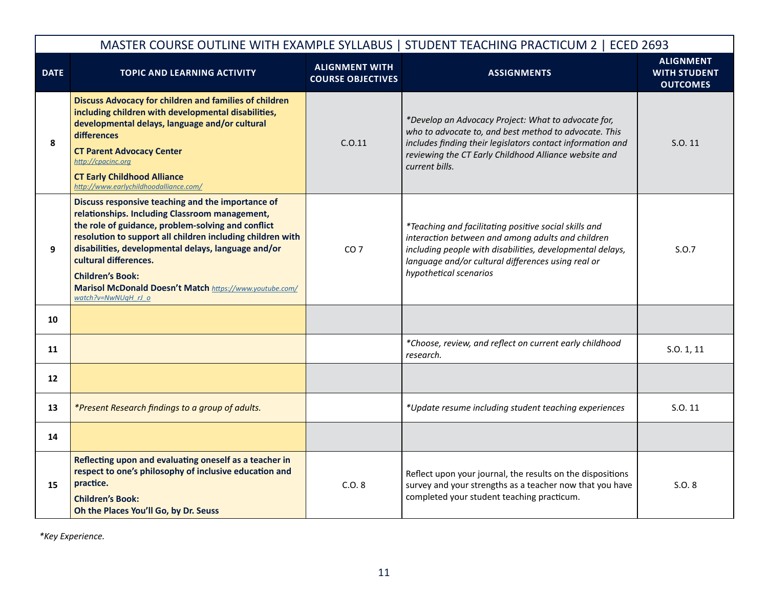| MASTER COURSE OUTLINE WITH EXAMPLE SYLLABUS \| STUDENT TEACHING PRACTICUM 2 \| ECED 2693 | | | | |
|---|---|---|---|---|
| **DATE** | **TOPIC AND LEARNING ACTIVITY** | **ALIGNMENT WITH COURSE OBJECTIVES** | **ASSIGNMENTS** | **ALIGNMENT WITH STUDENT OUTCOMES** |
| 8 | **Discuss Advocacy for children and families of children including children with developmental disabilities, developmental delays, language and/or cultural differences** <br> **CT Parent Advocacy Center** <br> http://cpacinc.org <br> **CT Early Childhood Alliance** <br> http://www.earlychildhoodalliance.com/ | C.O.11 | *\*Develop an Advocacy Project: What to advocate for, who to advocate to, and best method to advocate. This includes finding their legislators contact information and reviewing the CT Early Childhood Alliance website and current bills.* | S.O. 11 |
| 9 | **Discuss responsive teaching and the importance of relationships. Including Classroom management, the role of guidance, problem-solving and conflict resolution to support all children including children with disabilities, developmental delays, language and/or cultural differences.** <br> **Children's Book:** <br> **Marisol McDonald Doesn't Match** https://www.youtube.com/watch?v=NwNUqH_rJ_o | CO 7 | *\*Teaching and facilitating positive social skills and interaction between and among adults and children including people with disabilities, developmental delays, language and/or cultural differences using real or hypothetical scenarios* | S.O.7 |
| 10 | | | | |
| 11 | | | *\*Choose, review, and reflect on current early childhood research.* | S.O. 1, 11 |
| 12 | | | | |
| 13 | *\*Present Research findings to a group of adults.* | | *\*Update resume including student teaching experiences* | S.O. 11 |
| 14 | | | | |
| 15 | **Reflecting upon and evaluating oneself as a teacher in respect to one's philosophy of inclusive education and practice.** <br> **Children's Book:** <br> **Oh the Places You'll Go, by Dr. Seuss** | C.O. 8 | Reflect upon your journal, the results on the dispositions survey and your strengths as a teacher now that you have completed your student teaching practicum. | S.O. 8 |

*\*Key Experience.*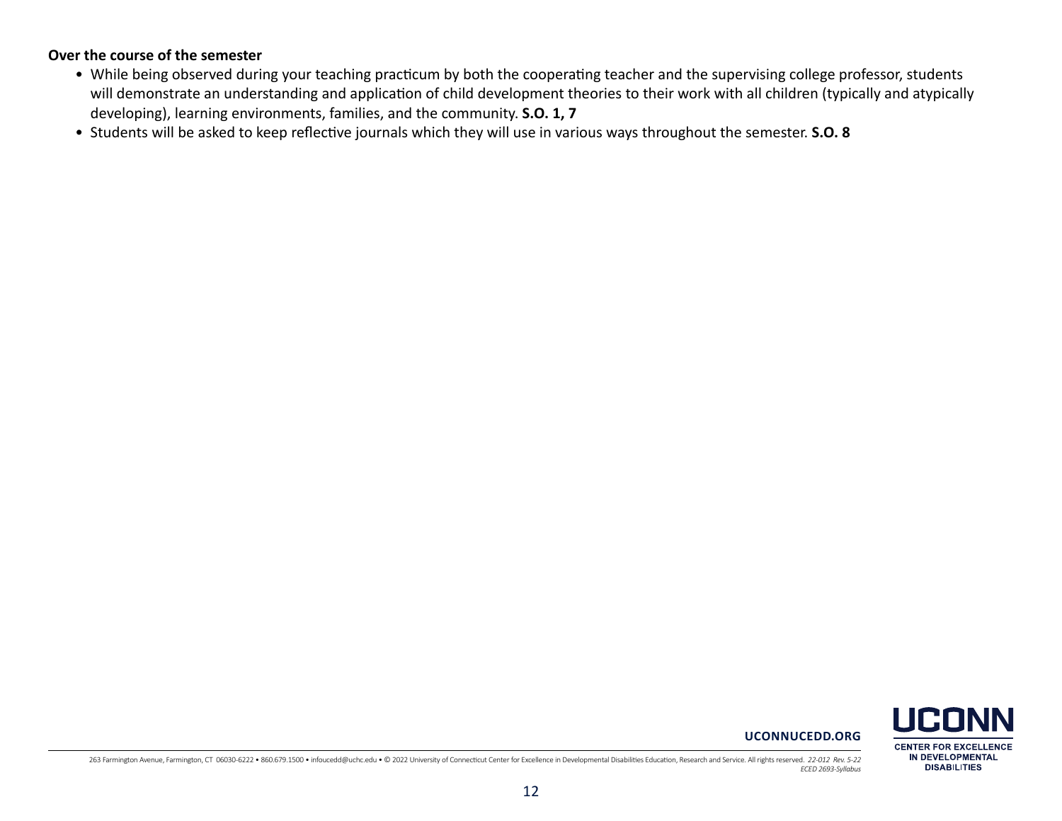**Over the course of the semester**

- While being observed during your teaching practicum by both the cooperating teacher and the supervising college professor, students will demonstrate an understanding and application of child development theories to their work with all children (typically and atypically developing), learning environments, families, and the community. **S.O. 1, 7**
- Students will be asked to keep reflective journals which they will use in various ways throughout the semester. **S.O. 8**